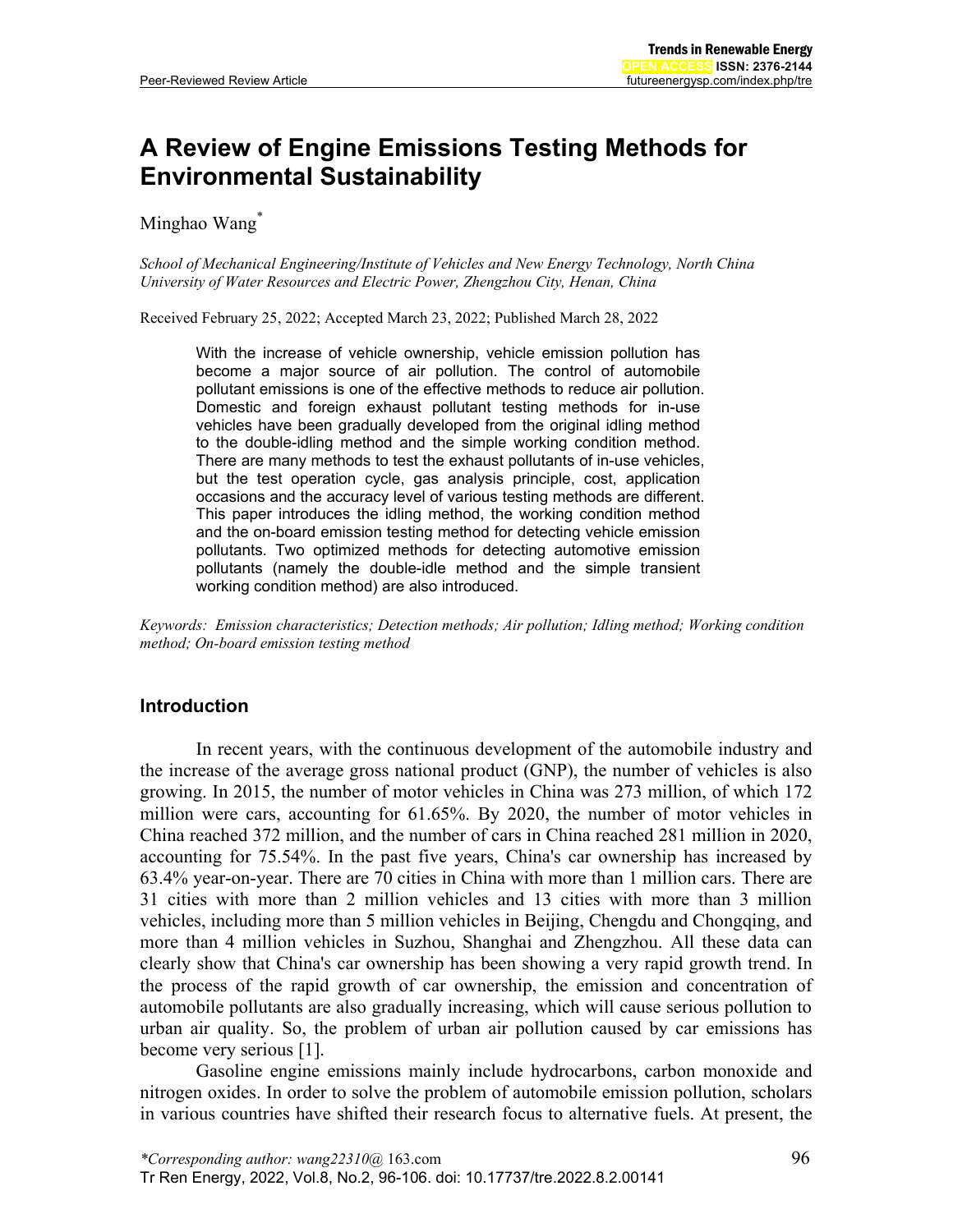Peer-Reviewed Review Article

# A Review of Engine Emissions Testing Methods for Environmental Sustainability

Minghao Wang*

*School of Mechanical Engineering/Institute of Vehicles and New Energy Technology, North China University of Water Resources and Electric Power, Zhengzhou City, Henan, China*

Received February 25, 2022; Accepted March 23, 2022; Published March 28, 2022

With the increase of vehicle ownership, vehicle emission pollution has become a major source of air pollution. The control of automobile pollutant emissions is one of the effective methods to reduce air pollution. Domestic and foreign exhaust pollutant testing methods for in-use vehicles have been gradually developed from the original idling method to the double-idling method and the simple working condition method. There are many methods to test the exhaust pollutants of in-use vehicles, but the test operation cycle, gas analysis principle, cost, application occasions and the accuracy level of various testing methods are different. This paper introduces the idling method, the working condition method and the on-board emission testing method for detecting vehicle emission pollutants. Two optimized methods for detecting automotive emission pollutants (namely the double-idle method and the simple transient working condition method) are also introduced.

*Keywords: Emission characteristics; Detection methods; Air pollution; Idling method; Working condition method; On-board emission testing method*

## Introduction

In recent years, with the continuous development of the automobile industry and the increase of the average gross national product (GNP), the number of vehicles is also growing. In 2015, the number of motor vehicles in China was 273 million, of which 172 million were cars, accounting for 61.65%. By 2020, the number of motor vehicles in China reached 372 million, and the number of cars in China reached 281 million in 2020, accounting for 75.54%. In the past five years, China's car ownership has increased by 63.4% year-on-year. There are 70 cities in China with more than 1 million cars. There are 31 cities with more than 2 million vehicles and 13 cities with more than 3 million vehicles, including more than 5 million vehicles in Beijing, Chengdu and Chongqing, and more than 4 million vehicles in Suzhou, Shanghai and Zhengzhou. All these data can clearly show that China's car ownership has been showing a very rapid growth trend. In the process of the rapid growth of car ownership, the emission and concentration of automobile pollutants are also gradually increasing, which will cause serious pollution to urban air quality. So, the problem of urban air pollution caused by car emissions has become very serious [1].

Gasoline engine emissions mainly include hydrocarbons, carbon monoxide and nitrogen oxides. In order to solve the problem of automobile emission pollution, scholars in various countries have shifted their research focus to alternative fuels. At present, the

*Corresponding author: wang22310@ 163.com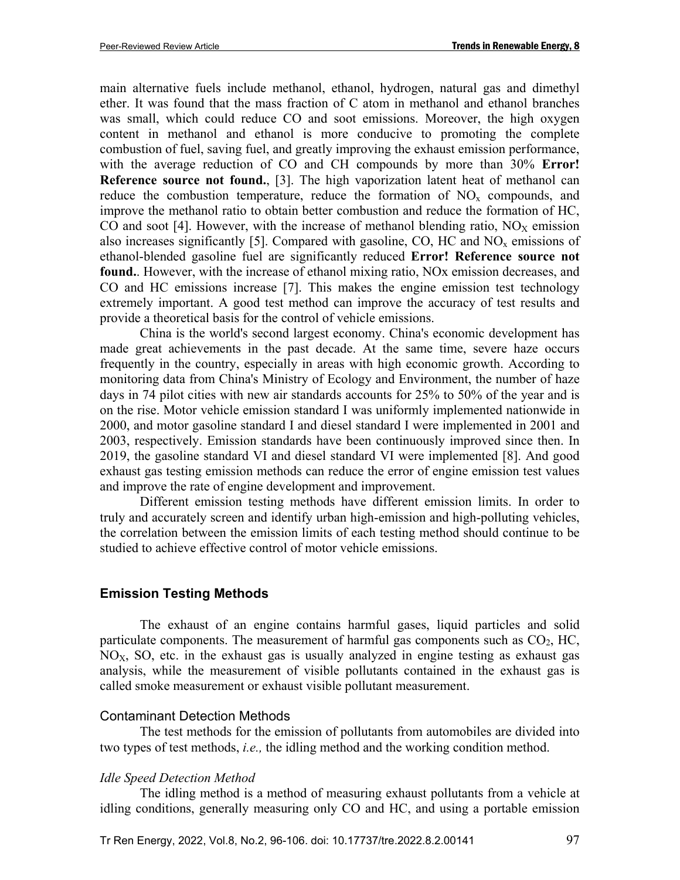main alternative fuels include methanol, ethanol, hydrogen, natural gas and dimethyl ether. It was found that the mass fraction of C atom in methanol and ethanol branches was small, which could reduce CO and soot emissions. Moreover, the high oxygen content in methanol and ethanol is more conducive to promoting the complete combustion of fuel, saving fuel, and greatly improving the exhaust emission performance, with the average reduction of CO and CH compounds by more than 30% **Error! Reference source not found.**, [3]. The high vaporization latent heat of methanol can reduce the combustion temperature, reduce the formation of $NO_x$ compounds, and improve the methanol ratio to obtain better combustion and reduce the formation of HC, CO and soot [4]. However, with the increase of methanol blending ratio, $NO_X$ emission also increases significantly [5]. Compared with gasoline, CO, HC and $NO_x$ emissions of ethanol-blended gasoline fuel are significantly reduced **Error! Reference source not found.**. However, with the increase of ethanol mixing ratio, NOx emission decreases, and CO and HC emissions increase [7]. This makes the engine emission test technology extremely important. A good test method can improve the accuracy of test results and provide a theoretical basis for the control of vehicle emissions.

China is the world's second largest economy. China's economic development has made great achievements in the past decade. At the same time, severe haze occurs frequently in the country, especially in areas with high economic growth. According to monitoring data from China's Ministry of Ecology and Environment, the number of haze days in 74 pilot cities with new air standards accounts for 25% to 50% of the year and is on the rise. Motor vehicle emission standard I was uniformly implemented nationwide in 2000, and motor gasoline standard I and diesel standard I were implemented in 2001 and 2003, respectively. Emission standards have been continuously improved since then. In 2019, the gasoline standard VI and diesel standard VI were implemented [8]. And good exhaust gas testing emission methods can reduce the error of engine emission test values and improve the rate of engine development and improvement.

Different emission testing methods have different emission limits. In order to truly and accurately screen and identify urban high-emission and high-polluting vehicles, the correlation between the emission limits of each testing method should continue to be studied to achieve effective control of motor vehicle emissions.

## Emission Testing Methods

The exhaust of an engine contains harmful gases, liquid particles and solid particulate components. The measurement of harmful gas components such as $CO_2$, HC, $NO_X$, SO, etc. in the exhaust gas is usually analyzed in engine testing as exhaust gas analysis, while the measurement of visible pollutants contained in the exhaust gas is called smoke measurement or exhaust visible pollutant measurement.

### Contaminant Detection Methods

The test methods for the emission of pollutants from automobiles are divided into two types of test methods, *i.e.,* the idling method and the working condition method.

#### *Idle Speed Detection Method*

The idling method is a method of measuring exhaust pollutants from a vehicle at idling conditions, generally measuring only CO and HC, and using a portable emission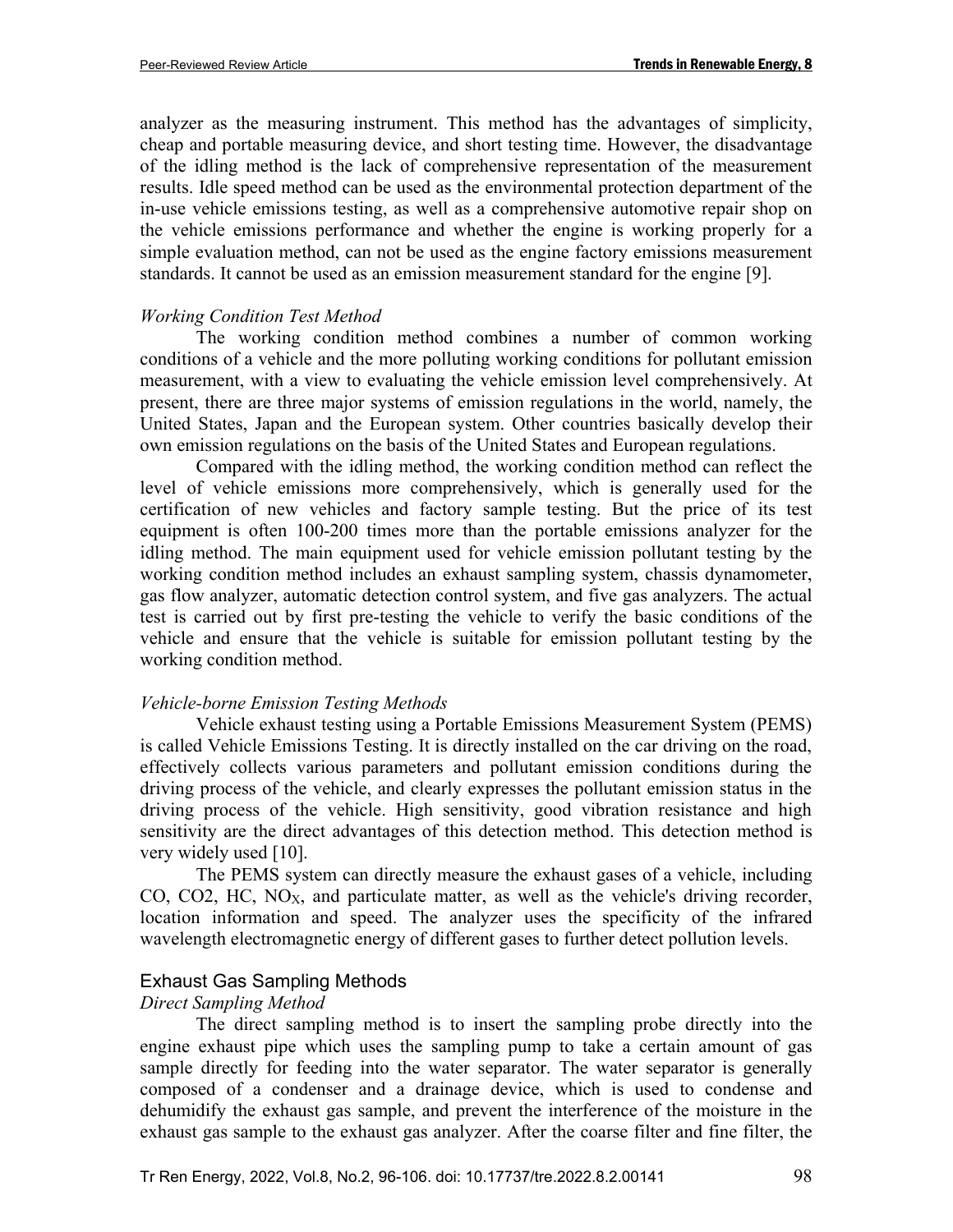analyzer as the measuring instrument. This method has the advantages of simplicity, cheap and portable measuring device, and short testing time. However, the disadvantage of the idling method is the lack of comprehensive representation of the measurement results. Idle speed method can be used as the environmental protection department of the in-use vehicle emissions testing, as well as a comprehensive automotive repair shop on the vehicle emissions performance and whether the engine is working properly for a simple evaluation method, can not be used as the engine factory emissions measurement standards. It cannot be used as an emission measurement standard for the engine [9].

#### *Working Condition Test Method*

The working condition method combines a number of common working conditions of a vehicle and the more polluting working conditions for pollutant emission measurement, with a view to evaluating the vehicle emission level comprehensively. At present, there are three major systems of emission regulations in the world, namely, the United States, Japan and the European system. Other countries basically develop their own emission regulations on the basis of the United States and European regulations.

Compared with the idling method, the working condition method can reflect the level of vehicle emissions more comprehensively, which is generally used for the certification of new vehicles and factory sample testing. But the price of its test equipment is often 100-200 times more than the portable emissions analyzer for the idling method. The main equipment used for vehicle emission pollutant testing by the working condition method includes an exhaust sampling system, chassis dynamometer, gas flow analyzer, automatic detection control system, and five gas analyzers. The actual test is carried out by first pre-testing the vehicle to verify the basic conditions of the vehicle and ensure that the vehicle is suitable for emission pollutant testing by the working condition method.

#### *Vehicle-borne Emission Testing Methods*

Vehicle exhaust testing using a Portable Emissions Measurement System (PEMS) is called Vehicle Emissions Testing. It is directly installed on the car driving on the road, effectively collects various parameters and pollutant emission conditions during the driving process of the vehicle, and clearly expresses the pollutant emission status in the driving process of the vehicle. High sensitivity, good vibration resistance and high sensitivity are the direct advantages of this detection method. This detection method is very widely used [10].

The PEMS system can directly measure the exhaust gases of a vehicle, including CO, CO2, HC, $NO_X$, and particulate matter, as well as the vehicle's driving recorder, location information and speed. The analyzer uses the specificity of the infrared wavelength electromagnetic energy of different gases to further detect pollution levels.

### Exhaust Gas Sampling Methods

#### *Direct Sampling Method*

The direct sampling method is to insert the sampling probe directly into the engine exhaust pipe which uses the sampling pump to take a certain amount of gas sample directly for feeding into the water separator. The water separator is generally composed of a condenser and a drainage device, which is used to condense and dehumidify the exhaust gas sample, and prevent the interference of the moisture in the exhaust gas sample to the exhaust gas analyzer. After the coarse filter and fine filter, the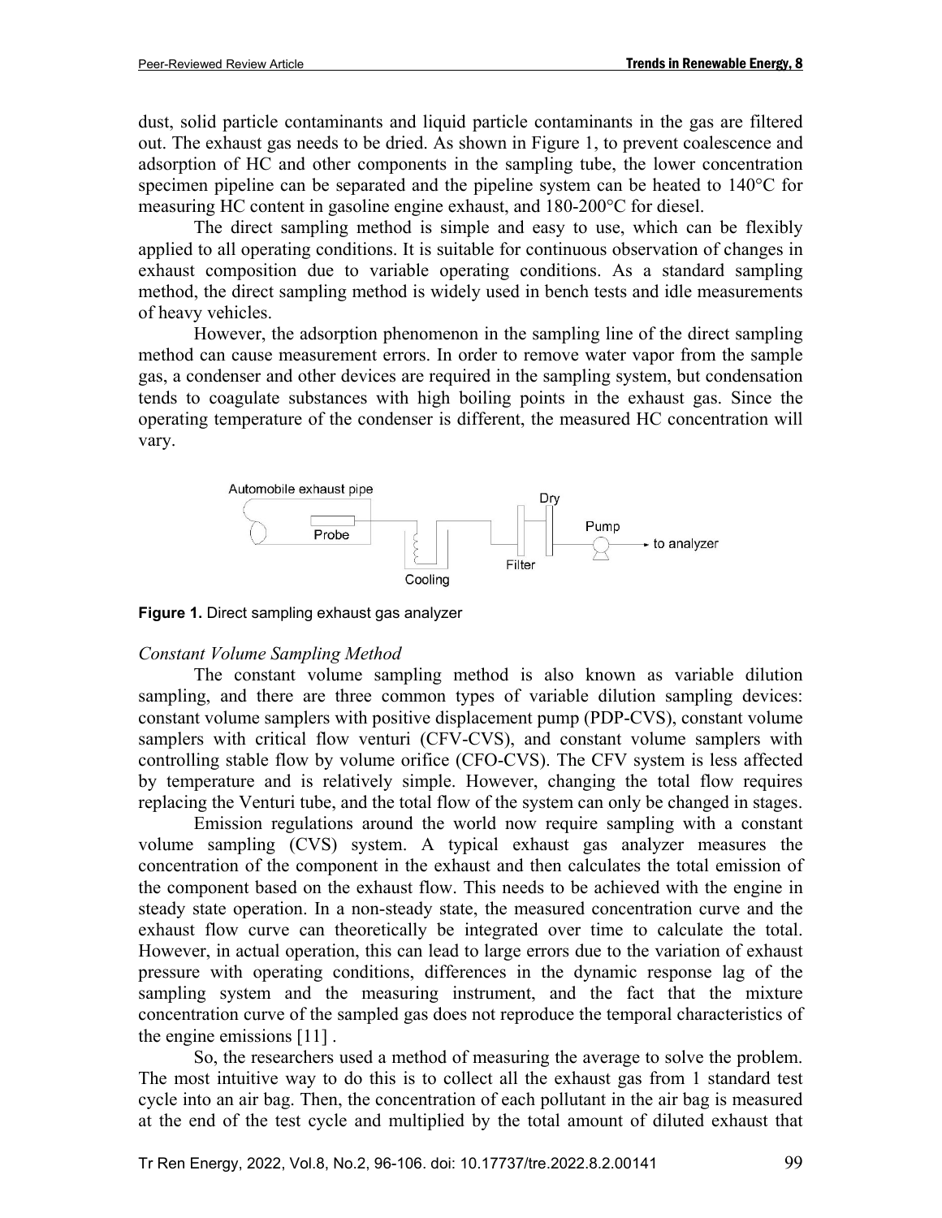dust, solid particle contaminants and liquid particle contaminants in the gas are filtered out. The exhaust gas needs to be dried. As shown in Figure 1, to prevent coalescence and adsorption of HC and other components in the sampling tube, the lower concentration specimen pipeline can be separated and the pipeline system can be heated to 140°C for measuring HC content in gasoline engine exhaust, and 180-200°C for diesel.

The direct sampling method is simple and easy to use, which can be flexibly applied to all operating conditions. It is suitable for continuous observation of changes in exhaust composition due to variable operating conditions. As a standard sampling method, the direct sampling method is widely used in bench tests and idle measurements of heavy vehicles.

However, the adsorption phenomenon in the sampling line of the direct sampling method can cause measurement errors. In order to remove water vapor from the sample gas, a condenser and other devices are required in the sampling system, but condensation tends to coagulate substances with high boiling points in the exhaust gas. Since the operating temperature of the condenser is different, the measured HC concentration will vary.

**Figure 1.** Direct sampling exhaust gas analyzer

*Constant Volume Sampling Method*

The constant volume sampling method is also known as variable dilution sampling, and there are three common types of variable dilution sampling devices: constant volume samplers with positive displacement pump (PDP-CVS), constant volume samplers with critical flow venturi (CFV-CVS), and constant volume samplers with controlling stable flow by volume orifice (CFO-CVS). The CFV system is less affected by temperature and is relatively simple. However, changing the total flow requires replacing the Venturi tube, and the total flow of the system can only be changed in stages.

Emission regulations around the world now require sampling with a constant volume sampling (CVS) system. A typical exhaust gas analyzer measures the concentration of the component in the exhaust and then calculates the total emission of the component based on the exhaust flow. This needs to be achieved with the engine in steady state operation. In a non-steady state, the measured concentration curve and the exhaust flow curve can theoretically be integrated over time to calculate the total. However, in actual operation, this can lead to large errors due to the variation of exhaust pressure with operating conditions, differences in the dynamic response lag of the sampling system and the measuring instrument, and the fact that the mixture concentration curve of the sampled gas does not reproduce the temporal characteristics of the engine emissions [11] .

So, the researchers used a method of measuring the average to solve the problem. The most intuitive way to do this is to collect all the exhaust gas from 1 standard test cycle into an air bag. Then, the concentration of each pollutant in the air bag is measured at the end of the test cycle and multiplied by the total amount of diluted exhaust that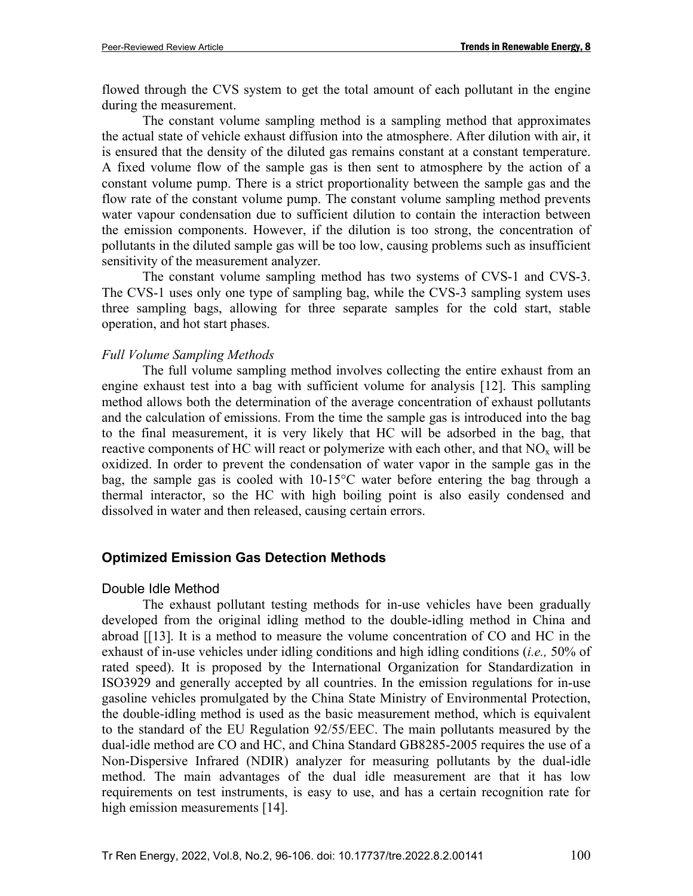flowed through the CVS system to get the total amount of each pollutant in the engine during the measurement.

The constant volume sampling method is a sampling method that approximates the actual state of vehicle exhaust diffusion into the atmosphere. After dilution with air, it is ensured that the density of the diluted gas remains constant at a constant temperature. A fixed volume flow of the sample gas is then sent to atmosphere by the action of a constant volume pump. There is a strict proportionality between the sample gas and the flow rate of the constant volume pump. The constant volume sampling method prevents water vapour condensation due to sufficient dilution to contain the interaction between the emission components. However, if the dilution is too strong, the concentration of pollutants in the diluted sample gas will be too low, causing problems such as insufficient sensitivity of the measurement analyzer.

The constant volume sampling method has two systems of CVS-1 and CVS-3. The CVS-1 uses only one type of sampling bag, while the CVS-3 sampling system uses three sampling bags, allowing for three separate samples for the cold start, stable operation, and hot start phases.

*Full Volume Sampling Methods*

The full volume sampling method involves collecting the entire exhaust from an engine exhaust test into a bag with sufficient volume for analysis [12]. This sampling method allows both the determination of the average concentration of exhaust pollutants and the calculation of emissions. From the time the sample gas is introduced into the bag to the final measurement, it is very likely that HC will be adsorbed in the bag, that reactive components of HC will react or polymerize with each other, and that $NO_x$ will be oxidized. In order to prevent the condensation of water vapor in the sample gas in the bag, the sample gas is cooled with 10-15°C water before entering the bag through a thermal interactor, so the HC with high boiling point is also easily condensed and dissolved in water and then released, causing certain errors.

## Optimized Emission Gas Detection Methods

### Double Idle Method

The exhaust pollutant testing methods for in-use vehicles have been gradually developed from the original idling method to the double-idling method in China and abroad [[13]. It is a method to measure the volume concentration of CO and HC in the exhaust of in-use vehicles under idling conditions and high idling conditions (*i.e.,* 50% of rated speed). It is proposed by the International Organization for Standardization in ISO3929 and generally accepted by all countries. In the emission regulations for in-use gasoline vehicles promulgated by the China State Ministry of Environmental Protection, the double-idling method is used as the basic measurement method, which is equivalent to the standard of the EU Regulation 92/55/EEC. The main pollutants measured by the dual-idle method are CO and HC, and China Standard GB8285-2005 requires the use of a Non-Dispersive Infrared (NDIR) analyzer for measuring pollutants by the dual-idle method. The main advantages of the dual idle measurement are that it has low requirements on test instruments, is easy to use, and has a certain recognition rate for high emission measurements [14].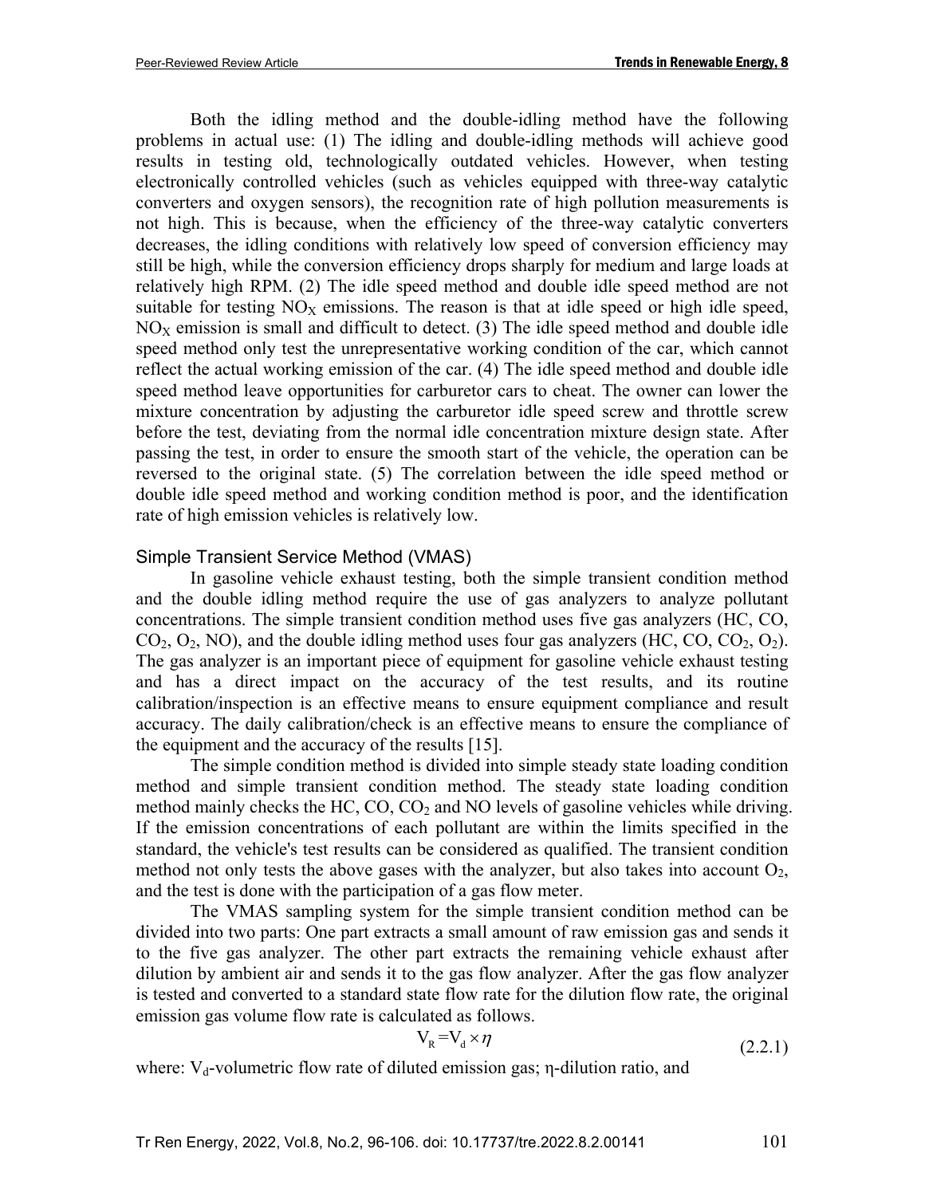Both the idling method and the double-idling method have the following problems in actual use: (1) The idling and double-idling methods will achieve good results in testing old, technologically outdated vehicles. However, when testing electronically controlled vehicles (such as vehicles equipped with three-way catalytic converters and oxygen sensors), the recognition rate of high pollution measurements is not high. This is because, when the efficiency of the three-way catalytic converters decreases, the idling conditions with relatively low speed of conversion efficiency may still be high, while the conversion efficiency drops sharply for medium and large loads at relatively high RPM. (2) The idle speed method and double idle speed method are not suitable for testing $NO_X$ emissions. The reason is that at idle speed or high idle speed, $NO_X$ emission is small and difficult to detect. (3) The idle speed method and double idle speed method only test the unrepresentative working condition of the car, which cannot reflect the actual working emission of the car. (4) The idle speed method and double idle speed method leave opportunities for carburetor cars to cheat. The owner can lower the mixture concentration by adjusting the carburetor idle speed screw and throttle screw before the test, deviating from the normal idle concentration mixture design state. After passing the test, in order to ensure the smooth start of the vehicle, the operation can be reversed to the original state. (5) The correlation between the idle speed method or double idle speed method and working condition method is poor, and the identification rate of high emission vehicles is relatively low.

### Simple Transient Service Method (VMAS)

In gasoline vehicle exhaust testing, both the simple transient condition method and the double idling method require the use of gas analyzers to analyze pollutant concentrations. The simple transient condition method uses five gas analyzers (HC, CO, $CO_2$, $O_2$, NO), and the double idling method uses four gas analyzers (HC, CO, $CO_2$, $O_2$). The gas analyzer is an important piece of equipment for gasoline vehicle exhaust testing and has a direct impact on the accuracy of the test results, and its routine calibration/inspection is an effective means to ensure equipment compliance and result accuracy. The daily calibration/check is an effective means to ensure the compliance of the equipment and the accuracy of the results [15].

The simple condition method is divided into simple steady state loading condition method and simple transient condition method. The steady state loading condition method mainly checks the HC, CO, $CO_2$ and NO levels of gasoline vehicles while driving. If the emission concentrations of each pollutant are within the limits specified in the standard, the vehicle's test results can be considered as qualified. The transient condition method not only tests the above gases with the analyzer, but also takes into account $O_2$, and the test is done with the participation of a gas flow meter.

The VMAS sampling system for the simple transient condition method can be divided into two parts: One part extracts a small amount of raw emission gas and sends it to the five gas analyzer. The other part extracts the remaining vehicle exhaust after dilution by ambient air and sends it to the gas flow analyzer. After the gas flow analyzer is tested and converted to a standard state flow rate for the dilution flow rate, the original emission gas volume flow rate is calculated as follows.

$$V_R = V_d \times \eta \tag{2.2.1}$$

where: $V_d$-volumetric flow rate of diluted emission gas; η-dilution ratio, and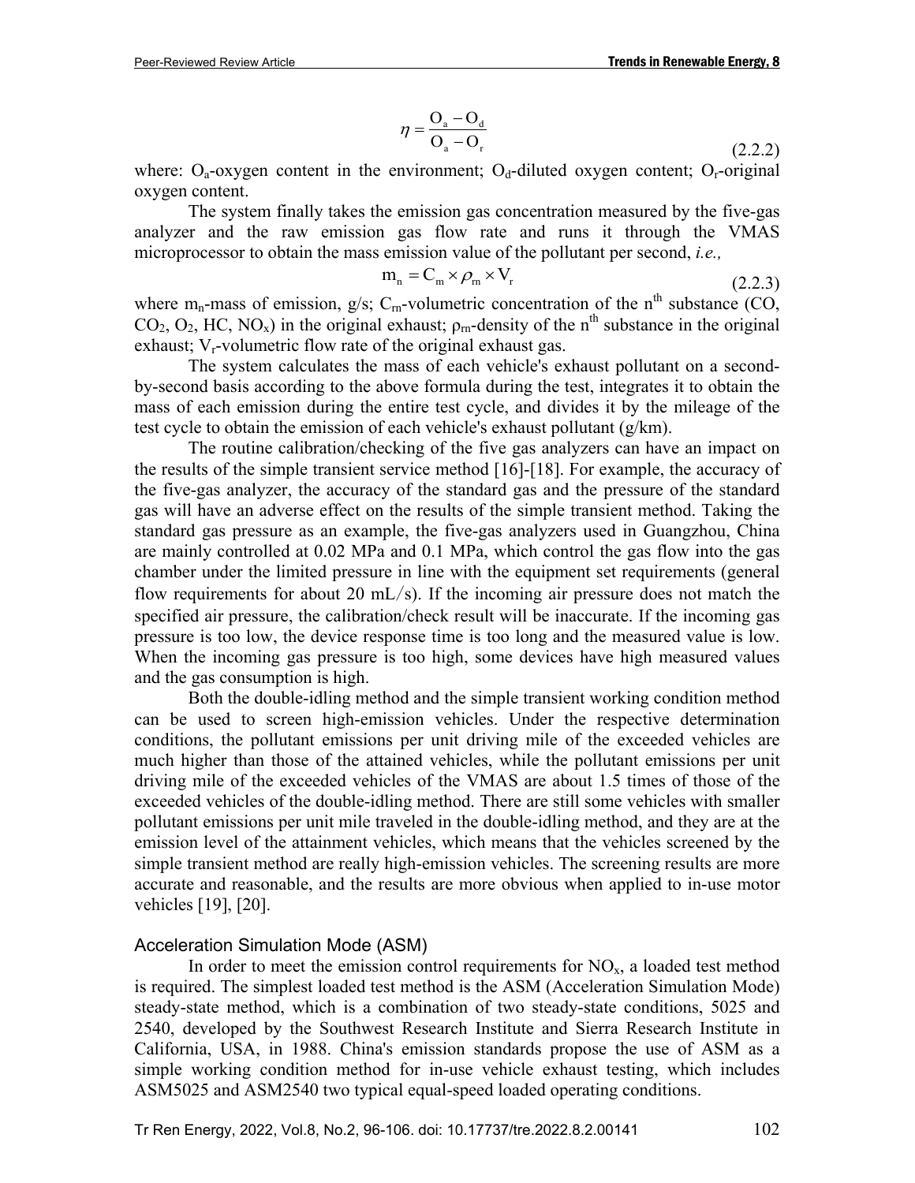$$\eta = \frac{O_a - O_d}{O_a - O_r} \tag{2.2.2}$$

where: $O_a$-oxygen content in the environment; $O_d$-diluted oxygen content; $O_r$-original oxygen content.

The system finally takes the emission gas concentration measured by the five-gas analyzer and the raw emission gas flow rate and runs it through the VMAS microprocessor to obtain the mass emission value of the pollutant per second, *i.e.,*

$$m_n = C_m \times \rho_{rn} \times V_r \tag{2.2.3}$$

where $m_n$-mass of emission, g/s; $C_{rn}$-volumetric concentration of the $n^{th}$ substance (CO, $CO_2$, $O_2$, HC, $NO_x$) in the original exhaust; $\rho_{rn}$-density of the $n^{th}$ substance in the original exhaust; $V_r$-volumetric flow rate of the original exhaust gas.

The system calculates the mass of each vehicle's exhaust pollutant on a second-by-second basis according to the above formula during the test, integrates it to obtain the mass of each emission during the entire test cycle, and divides it by the mileage of the test cycle to obtain the emission of each vehicle's exhaust pollutant (g/km).

The routine calibration/checking of the five gas analyzers can have an impact on the results of the simple transient service method [16]-[18]. For example, the accuracy of the five-gas analyzer, the accuracy of the standard gas and the pressure of the standard gas will have an adverse effect on the results of the simple transient method. Taking the standard gas pressure as an example, the five-gas analyzers used in Guangzhou, China are mainly controlled at 0.02 MPa and 0.1 MPa, which control the gas flow into the gas chamber under the limited pressure in line with the equipment set requirements (general flow requirements for about 20 mL/s). If the incoming air pressure does not match the specified air pressure, the calibration/check result will be inaccurate. If the incoming gas pressure is too low, the device response time is too long and the measured value is low. When the incoming gas pressure is too high, some devices have high measured values and the gas consumption is high.

Both the double-idling method and the simple transient working condition method can be used to screen high-emission vehicles. Under the respective determination conditions, the pollutant emissions per unit driving mile of the exceeded vehicles are much higher than those of the attained vehicles, while the pollutant emissions per unit driving mile of the exceeded vehicles of the VMAS are about 1.5 times of those of the exceeded vehicles of the double-idling method. There are still some vehicles with smaller pollutant emissions per unit mile traveled in the double-idling method, and they are at the emission level of the attainment vehicles, which means that the vehicles screened by the simple transient method are really high-emission vehicles. The screening results are more accurate and reasonable, and the results are more obvious when applied to in-use motor vehicles [19], [20].

### Acceleration Simulation Mode (ASM)

In order to meet the emission control requirements for $NO_x$, a loaded test method is required. The simplest loaded test method is the ASM (Acceleration Simulation Mode) steady-state method, which is a combination of two steady-state conditions, 5025 and 2540, developed by the Southwest Research Institute and Sierra Research Institute in California, USA, in 1988. China's emission standards propose the use of ASM as a simple working condition method for in-use vehicle exhaust testing, which includes ASM5025 and ASM2540 two typical equal-speed loaded operating conditions.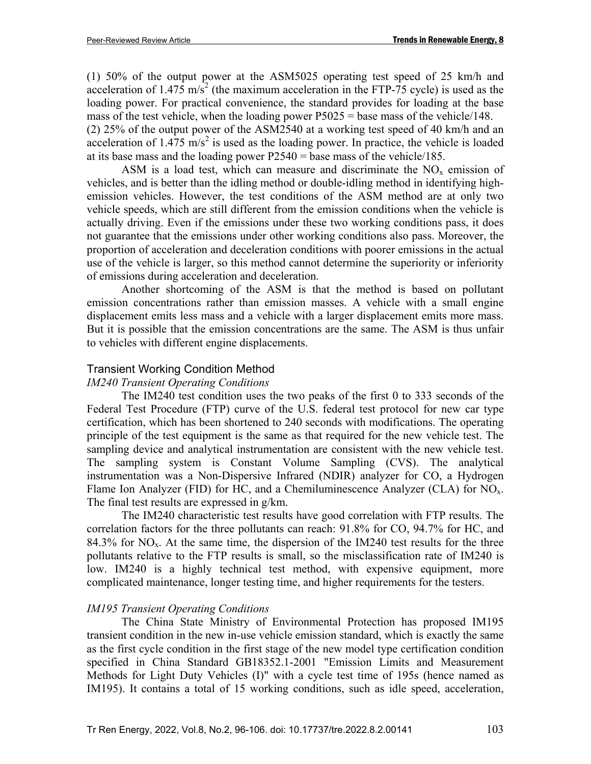(1) 50% of the output power at the ASM5025 operating test speed of 25 km/h and acceleration of 1.475 $m/s^2$ (the maximum acceleration in the FTP-75 cycle) is used as the loading power. For practical convenience, the standard provides for loading at the base mass of the test vehicle, when the loading power P5025 = base mass of the vehicle/148.
(2) 25% of the output power of the ASM2540 at a working test speed of 40 km/h and an acceleration of 1.475 $m/s^2$ is used as the loading power. In practice, the vehicle is loaded at its base mass and the loading power P2540 = base mass of the vehicle/185.

ASM is a load test, which can measure and discriminate the $NO_x$ emission of vehicles, and is better than the idling method or double-idling method in identifying high-emission vehicles. However, the test conditions of the ASM method are at only two vehicle speeds, which are still different from the emission conditions when the vehicle is actually driving. Even if the emissions under these two working conditions pass, it does not guarantee that the emissions under other working conditions also pass. Moreover, the proportion of acceleration and deceleration conditions with poorer emissions in the actual use of the vehicle is larger, so this method cannot determine the superiority or inferiority of emissions during acceleration and deceleration.

Another shortcoming of the ASM is that the method is based on pollutant emission concentrations rather than emission masses. A vehicle with a small engine displacement emits less mass and a vehicle with a larger displacement emits more mass. But it is possible that the emission concentrations are the same. The ASM is thus unfair to vehicles with different engine displacements.

## Transient Working Condition Method

### *IM240 Transient Operating Conditions*

The IM240 test condition uses the two peaks of the first 0 to 333 seconds of the Federal Test Procedure (FTP) curve of the U.S. federal test protocol for new car type certification, which has been shortened to 240 seconds with modifications. The operating principle of the test equipment is the same as that required for the new vehicle test. The sampling device and analytical instrumentation are consistent with the new vehicle test. The sampling system is Constant Volume Sampling (CVS). The analytical instrumentation was a Non-Dispersive Infrared (NDIR) analyzer for CO, a Hydrogen Flame Ion Analyzer (FID) for HC, and a Chemiluminescence Analyzer (CLA) for $NO_x$. The final test results are expressed in g/km.

The IM240 characteristic test results have good correlation with FTP results. The correlation factors for the three pollutants can reach: 91.8% for CO, 94.7% for HC, and 84.3% for $NO_x$. At the same time, the dispersion of the IM240 test results for the three pollutants relative to the FTP results is small, so the misclassification rate of IM240 is low. IM240 is a highly technical test method, with expensive equipment, more complicated maintenance, longer testing time, and higher requirements for the testers.

### *IM195 Transient Operating Conditions*

The China State Ministry of Environmental Protection has proposed IM195 transient condition in the new in-use vehicle emission standard, which is exactly the same as the first cycle condition in the first stage of the new model type certification condition specified in China Standard GB18352.1-2001 "Emission Limits and Measurement Methods for Light Duty Vehicles (I)" with a cycle test time of 195s (hence named as IM195). It contains a total of 15 working conditions, such as idle speed, acceleration,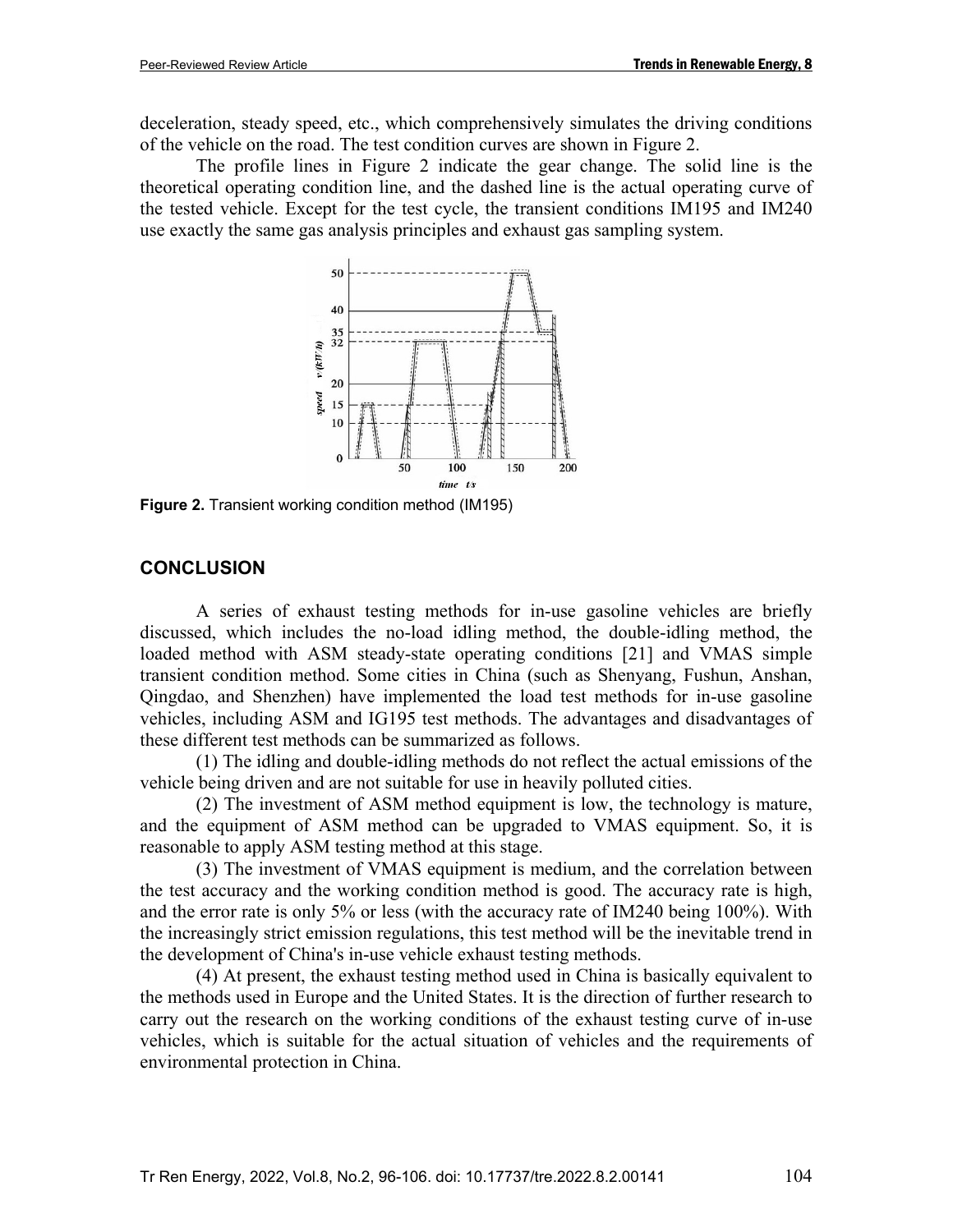deceleration, steady speed, etc., which comprehensively simulates the driving conditions of the vehicle on the road. The test condition curves are shown in Figure 2.

The profile lines in Figure 2 indicate the gear change. The solid line is the theoretical operating condition line, and the dashed line is the actual operating curve of the tested vehicle. Except for the test cycle, the transient conditions IM195 and IM240 use exactly the same gas analysis principles and exhaust gas sampling system.

**Figure 2.** Transient working condition method (IM195)

## CONCLUSION

A series of exhaust testing methods for in-use gasoline vehicles are briefly discussed, which includes the no-load idling method, the double-idling method, the loaded method with ASM steady-state operating conditions [21] and VMAS simple transient condition method. Some cities in China (such as Shenyang, Fushun, Anshan, Qingdao, and Shenzhen) have implemented the load test methods for in-use gasoline vehicles, including ASM and IG195 test methods. The advantages and disadvantages of these different test methods can be summarized as follows.

(1) The idling and double-idling methods do not reflect the actual emissions of the vehicle being driven and are not suitable for use in heavily polluted cities.

(2) The investment of ASM method equipment is low, the technology is mature, and the equipment of ASM method can be upgraded to VMAS equipment. So, it is reasonable to apply ASM testing method at this stage.

(3) The investment of VMAS equipment is medium, and the correlation between the test accuracy and the working condition method is good. The accuracy rate is high, and the error rate is only 5% or less (with the accuracy rate of IM240 being 100%). With the increasingly strict emission regulations, this test method will be the inevitable trend in the development of China's in-use vehicle exhaust testing methods.

(4) At present, the exhaust testing method used in China is basically equivalent to the methods used in Europe and the United States. It is the direction of further research to carry out the research on the working conditions of the exhaust testing curve of in-use vehicles, which is suitable for the actual situation of vehicles and the requirements of environmental protection in China.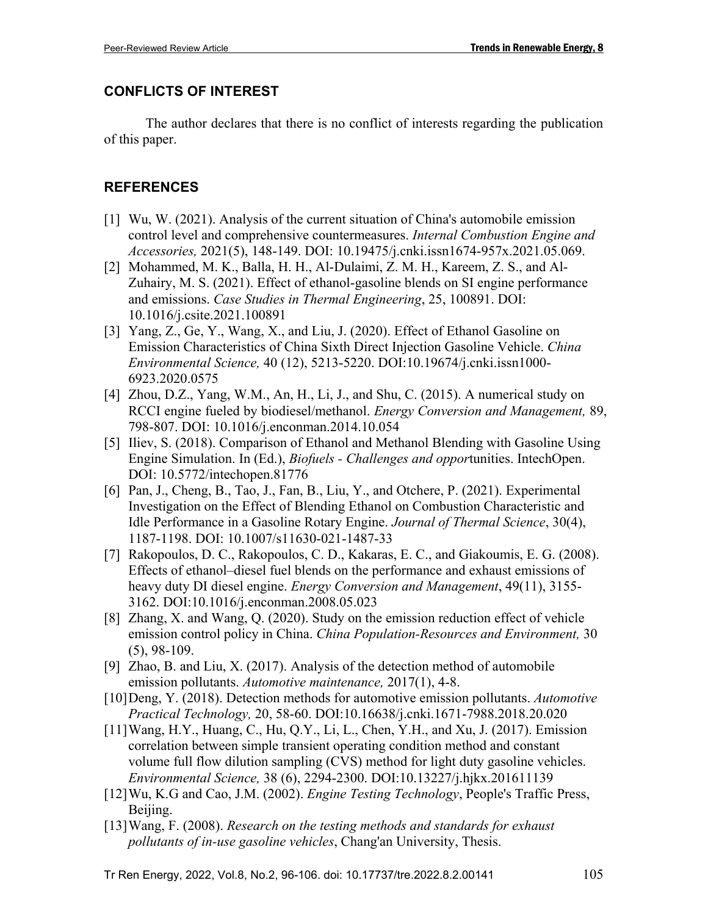## CONFLICTS OF INTEREST

The author declares that there is no conflict of interests regarding the publication of this paper.

## REFERENCES

[1] Wu, W. (2021). Analysis of the current situation of China's automobile emission control level and comprehensive countermeasures. *Internal Combustion Engine and Accessories,* 2021(5), 148-149. DOI: 10.19475/j.cnki.issn1674-957x.2021.05.069.

[2] Mohammed, M. K., Balla, H. H., Al-Dulaimi, Z. M. H., Kareem, Z. S., and Al-Zuhairy, M. S. (2021). Effect of ethanol-gasoline blends on SI engine performance and emissions. *Case Studies in Thermal Engineering*, 25, 100891. DOI: 10.1016/j.csite.2021.100891

[3] Yang, Z., Ge, Y., Wang, X., and Liu, J. (2020). Effect of Ethanol Gasoline on Emission Characteristics of China Sixth Direct Injection Gasoline Vehicle. *China Environmental Science,* 40 (12), 5213-5220. DOI:10.19674/j.cnki.issn1000-6923.2020.0575

[4] Zhou, D.Z., Yang, W.M., An, H., Li, J., and Shu, C. (2015). A numerical study on RCCI engine fueled by biodiesel/methanol. *Energy Conversion and Management,* 89, 798-807. DOI: 10.1016/j.enconman.2014.10.054

[5] Iliev, S. (2018). Comparison of Ethanol and Methanol Blending with Gasoline Using Engine Simulation. In (Ed.), *Biofuels - Challenges and oppor*tunities. IntechOpen. DOI: 10.5772/intechopen.81776

[6] Pan, J., Cheng, B., Tao, J., Fan, B., Liu, Y., and Otchere, P. (2021). Experimental Investigation on the Effect of Blending Ethanol on Combustion Characteristic and Idle Performance in a Gasoline Rotary Engine. *Journal of Thermal Science*, 30(4), 1187-1198. DOI: 10.1007/s11630-021-1487-33

[7] Rakopoulos, D. C., Rakopoulos, C. D., Kakaras, E. C., and Giakoumis, E. G. (2008). Effects of ethanol–diesel fuel blends on the performance and exhaust emissions of heavy duty DI diesel engine. *Energy Conversion and Management*, 49(11), 3155-3162. DOI:10.1016/j.enconman.2008.05.023

[8] Zhang, X. and Wang, Q. (2020). Study on the emission reduction effect of vehicle emission control policy in China. *China Population-Resources and Environment,* 30 (5), 98-109.

[9] Zhao, B. and Liu, X. (2017). Analysis of the detection method of automobile emission pollutants. *Automotive maintenance,* 2017(1), 4-8.

[10] Deng, Y. (2018). Detection methods for automotive emission pollutants. *Automotive Practical Technology,* 20, 58-60. DOI:10.16638/j.cnki.1671-7988.2018.20.020

[11] Wang, H.Y., Huang, C., Hu, Q.Y., Li, L., Chen, Y.H., and Xu, J. (2017). Emission correlation between simple transient operating condition method and constant volume full flow dilution sampling (CVS) method for light duty gasoline vehicles. *Environmental Science,* 38 (6), 2294-2300. DOI:10.13227/j.hjkx.201611139

[12] Wu, K.G and Cao, J.M. (2002). *Engine Testing Technology*, People's Traffic Press, Beijing.

[13] Wang, F. (2008). *Research on the testing methods and standards for exhaust pollutants of in-use gasoline vehicles*, Chang'an University, Thesis.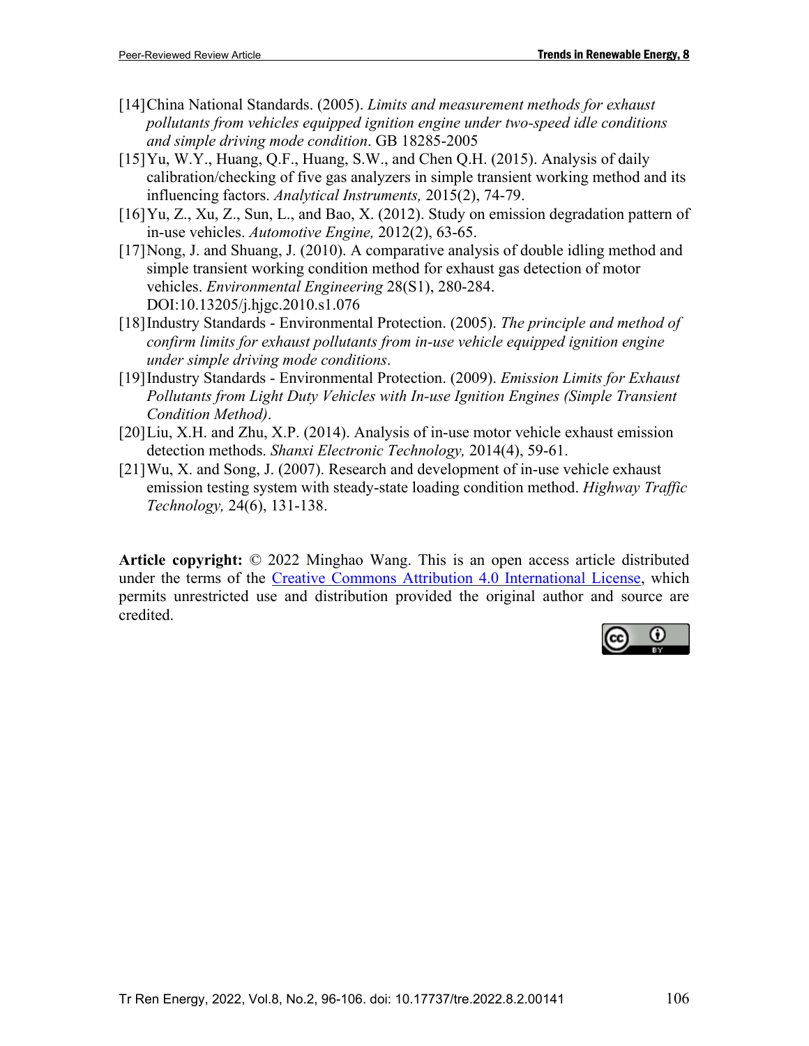[14] China National Standards. (2005). *Limits and measurement methods for exhaust pollutants from vehicles equipped ignition engine under two-speed idle conditions and simple driving mode condition*. GB 18285-2005

[15] Yu, W.Y., Huang, Q.F., Huang, S.W., and Chen Q.H. (2015). Analysis of daily calibration/checking of five gas analyzers in simple transient working method and its influencing factors. *Analytical Instruments,* 2015(2), 74-79.

[16] Yu, Z., Xu, Z., Sun, L., and Bao, X. (2012). Study on emission degradation pattern of in-use vehicles. *Automotive Engine,* 2012(2), 63-65.

[17] Nong, J. and Shuang, J. (2010). A comparative analysis of double idling method and simple transient working condition method for exhaust gas detection of motor vehicles. *Environmental Engineering* 28(S1), 280-284. DOI:10.13205/j.hjgc.2010.s1.076

[18] Industry Standards - Environmental Protection. (2005). *The principle and method of confirm limits for exhaust pollutants from in-use vehicle equipped ignition engine under simple driving mode conditions*.

[19] Industry Standards - Environmental Protection. (2009). *Emission Limits for Exhaust Pollutants from Light Duty Vehicles with In-use Ignition Engines (Simple Transient Condition Method)*.

[20] Liu, X.H. and Zhu, X.P. (2014). Analysis of in-use motor vehicle exhaust emission detection methods. *Shanxi Electronic Technology,* 2014(4), 59-61.

[21] Wu, X. and Song, J. (2007). Research and development of in-use vehicle exhaust emission testing system with steady-state loading condition method. *Highway Traffic Technology,* 24(6), 131-138.

**Article copyright:** © 2022 Minghao Wang. This is an open access article distributed under the terms of the Creative Commons Attribution 4.0 International License, which permits unrestricted use and distribution provided the original author and source are credited.